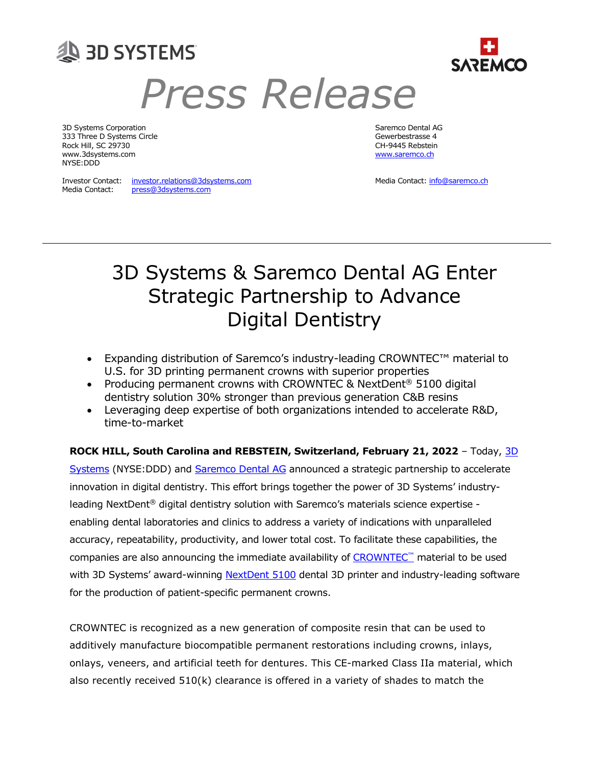3D SYSTEMS

SAREMCO

# Press Release

3D Systems Corporation
333 Three D Systems Circle
Rock Hill, SC 29730
www.3dsystems.com
NYSE:DDD

Investor Contact: investor.relations@3dsystems.com
Media Contact: press@3dsystems.com

Saremco Dental AG
Gewerbestrasse 4
CH-9445 Rebstein
www.saremco.ch

Media Contact: info@saremco.ch

---

## 3D Systems & Saremco Dental AG Enter Strategic Partnership to Advance Digital Dentistry

- Expanding distribution of Saremco's industry-leading CROWNTEC™ material to U.S. for 3D printing permanent crowns with superior properties
- Producing permanent crowns with CROWNTEC & NextDent® 5100 digital dentistry solution 30% stronger than previous generation C&B resins
- Leveraging deep expertise of both organizations intended to accelerate R&D, time-to-market

**ROCK HILL, South Carolina and REBSTEIN, Switzerland, February 21, 2022** – Today, 3D Systems (NYSE:DDD) and Saremco Dental AG announced a strategic partnership to accelerate innovation in digital dentistry. This effort brings together the power of 3D Systems' industry-leading NextDent® digital dentistry solution with Saremco's materials science expertise - enabling dental laboratories and clinics to address a variety of indications with unparalleled accuracy, repeatability, productivity, and lower total cost. To facilitate these capabilities, the companies are also announcing the immediate availability of CROWNTEC™ material to be used with 3D Systems' award-winning NextDent 5100 dental 3D printer and industry-leading software for the production of patient-specific permanent crowns.

CROWNTEC is recognized as a new generation of composite resin that can be used to additively manufacture biocompatible permanent restorations including crowns, inlays, onlays, veneers, and artificial teeth for dentures. This CE-marked Class IIa material, which also recently received 510(k) clearance is offered in a variety of shades to match the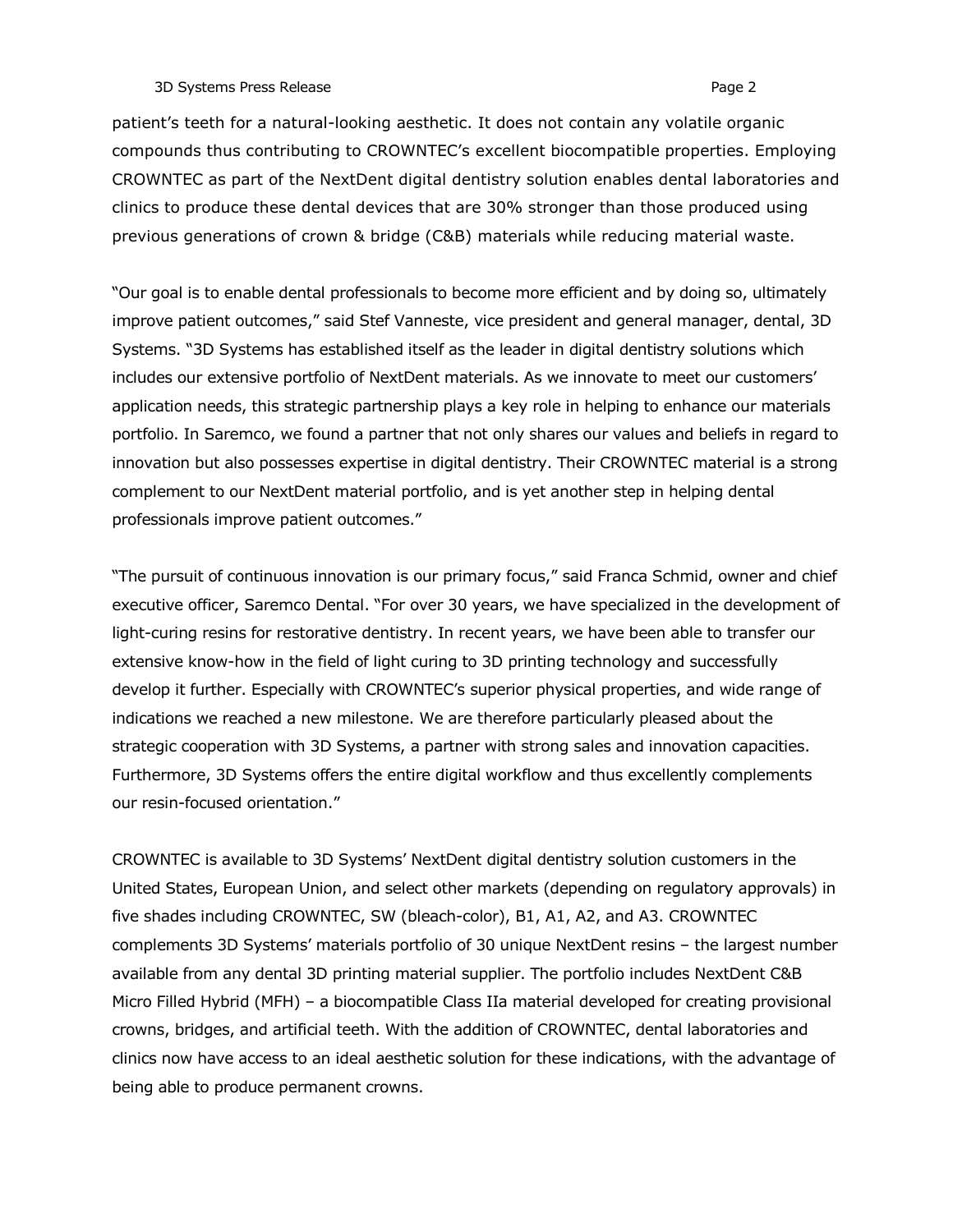patient's teeth for a natural-looking aesthetic. It does not contain any volatile organic compounds thus contributing to CROWNTEC's excellent biocompatible properties. Employing CROWNTEC as part of the NextDent digital dentistry solution enables dental laboratories and clinics to produce these dental devices that are 30% stronger than those produced using previous generations of crown & bridge (C&B) materials while reducing material waste.

"Our goal is to enable dental professionals to become more efficient and by doing so, ultimately improve patient outcomes," said Stef Vanneste, vice president and general manager, dental, 3D Systems. "3D Systems has established itself as the leader in digital dentistry solutions which includes our extensive portfolio of NextDent materials. As we innovate to meet our customers' application needs, this strategic partnership plays a key role in helping to enhance our materials portfolio. In Saremco, we found a partner that not only shares our values and beliefs in regard to innovation but also possesses expertise in digital dentistry. Their CROWNTEC material is a strong complement to our NextDent material portfolio, and is yet another step in helping dental professionals improve patient outcomes."

"The pursuit of continuous innovation is our primary focus," said Franca Schmid, owner and chief executive officer, Saremco Dental. "For over 30 years, we have specialized in the development of light-curing resins for restorative dentistry. In recent years, we have been able to transfer our extensive know-how in the field of light curing to 3D printing technology and successfully develop it further. Especially with CROWNTEC's superior physical properties, and wide range of indications we reached a new milestone. We are therefore particularly pleased about the strategic cooperation with 3D Systems, a partner with strong sales and innovation capacities. Furthermore, 3D Systems offers the entire digital workflow and thus excellently complements our resin-focused orientation."

CROWNTEC is available to 3D Systems' NextDent digital dentistry solution customers in the United States, European Union, and select other markets (depending on regulatory approvals) in five shades including CROWNTEC, SW (bleach-color), B1, A1, A2, and A3. CROWNTEC complements 3D Systems' materials portfolio of 30 unique NextDent resins – the largest number available from any dental 3D printing material supplier. The portfolio includes NextDent C&B Micro Filled Hybrid (MFH) – a biocompatible Class IIa material developed for creating provisional crowns, bridges, and artificial teeth. With the addition of CROWNTEC, dental laboratories and clinics now have access to an ideal aesthetic solution for these indications, with the advantage of being able to produce permanent crowns.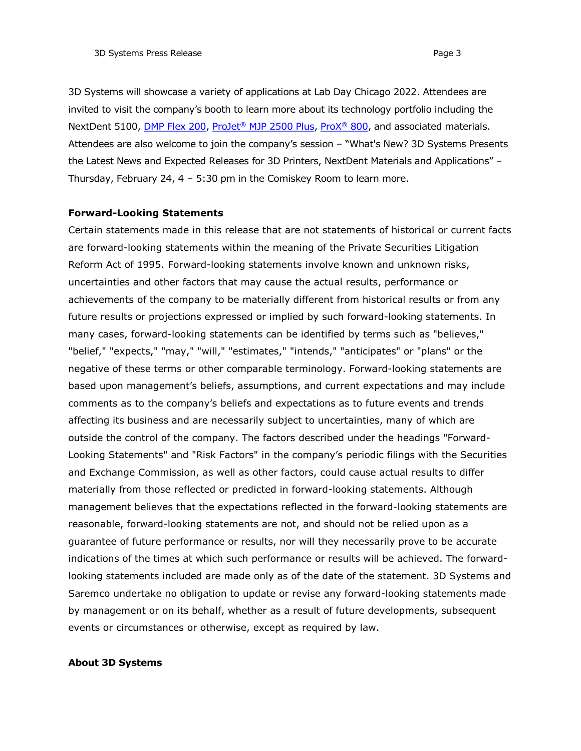3D Systems will showcase a variety of applications at Lab Day Chicago 2022. Attendees are invited to visit the company's booth to learn more about its technology portfolio including the NextDent 5100, DMP Flex 200, ProJet® MJP 2500 Plus, ProX® 800, and associated materials. Attendees are also welcome to join the company's session – "What's New? 3D Systems Presents the Latest News and Expected Releases for 3D Printers, NextDent Materials and Applications" – Thursday, February 24, 4 – 5:30 pm in the Comiskey Room to learn more.

**Forward-Looking Statements**

Certain statements made in this release that are not statements of historical or current facts are forward-looking statements within the meaning of the Private Securities Litigation Reform Act of 1995. Forward-looking statements involve known and unknown risks, uncertainties and other factors that may cause the actual results, performance or achievements of the company to be materially different from historical results or from any future results or projections expressed or implied by such forward-looking statements. In many cases, forward-looking statements can be identified by terms such as "believes," "belief," "expects," "may," "will," "estimates," "intends," "anticipates" or "plans" or the negative of these terms or other comparable terminology. Forward-looking statements are based upon management's beliefs, assumptions, and current expectations and may include comments as to the company's beliefs and expectations as to future events and trends affecting its business and are necessarily subject to uncertainties, many of which are outside the control of the company. The factors described under the headings "Forward-Looking Statements" and "Risk Factors" in the company's periodic filings with the Securities and Exchange Commission, as well as other factors, could cause actual results to differ materially from those reflected or predicted in forward-looking statements. Although management believes that the expectations reflected in the forward-looking statements are reasonable, forward-looking statements are not, and should not be relied upon as a guarantee of future performance or results, nor will they necessarily prove to be accurate indications of the times at which such performance or results will be achieved. The forward-looking statements included are made only as of the date of the statement. 3D Systems and Saremco undertake no obligation to update or revise any forward-looking statements made by management or on its behalf, whether as a result of future developments, subsequent events or circumstances or otherwise, except as required by law.

**About 3D Systems**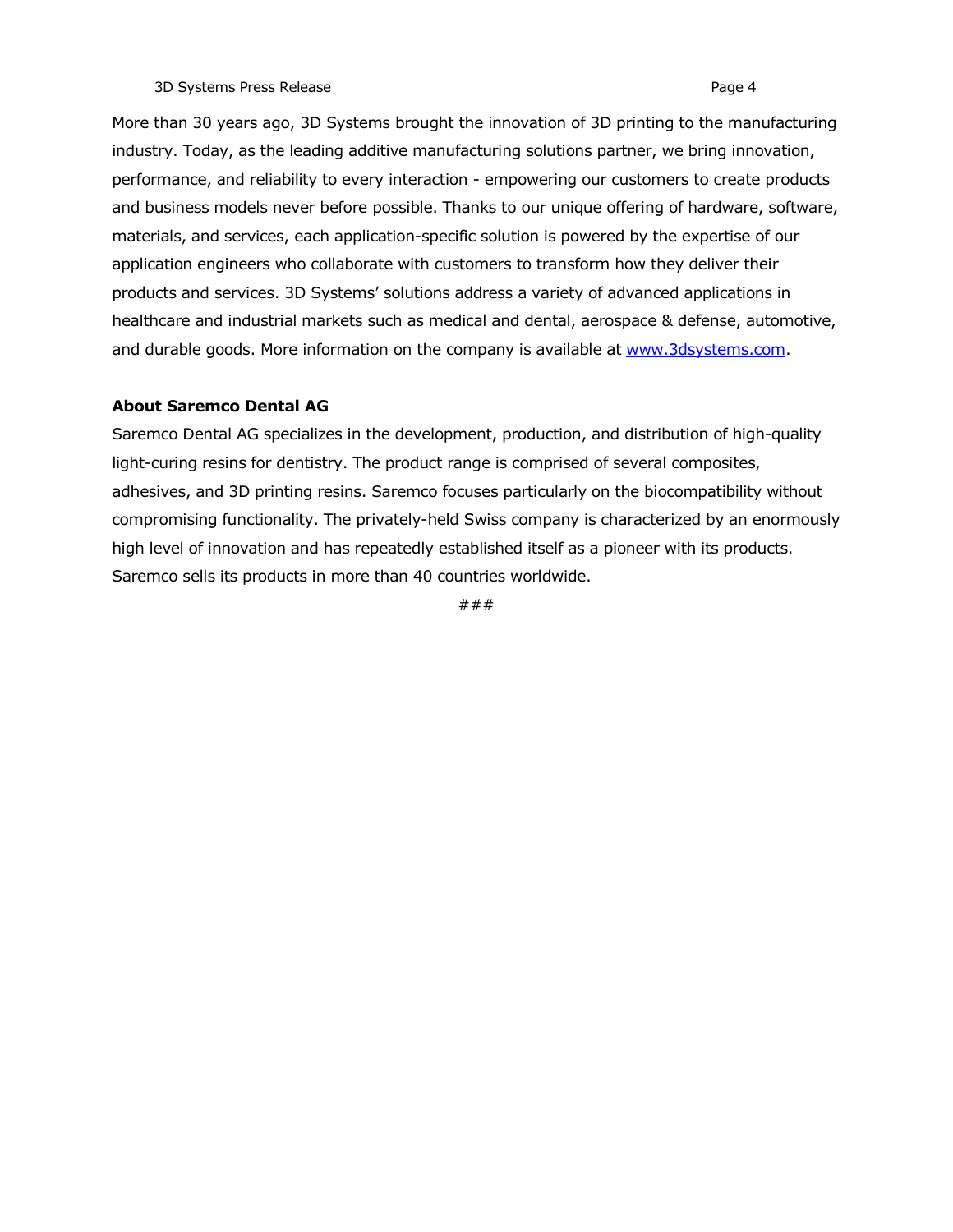More than 30 years ago, 3D Systems brought the innovation of 3D printing to the manufacturing industry. Today, as the leading additive manufacturing solutions partner, we bring innovation, performance, and reliability to every interaction - empowering our customers to create products and business models never before possible. Thanks to our unique offering of hardware, software, materials, and services, each application-specific solution is powered by the expertise of our application engineers who collaborate with customers to transform how they deliver their products and services. 3D Systems' solutions address a variety of advanced applications in healthcare and industrial markets such as medical and dental, aerospace & defense, automotive, and durable goods. More information on the company is available at www.3dsystems.com.

**About Saremco Dental AG**

Saremco Dental AG specializes in the development, production, and distribution of high-quality light-curing resins for dentistry. The product range is comprised of several composites, adhesives, and 3D printing resins. Saremco focuses particularly on the biocompatibility without compromising functionality. The privately-held Swiss company is characterized by an enormously high level of innovation and has repeatedly established itself as a pioneer with its products. Saremco sells its products in more than 40 countries worldwide.

###